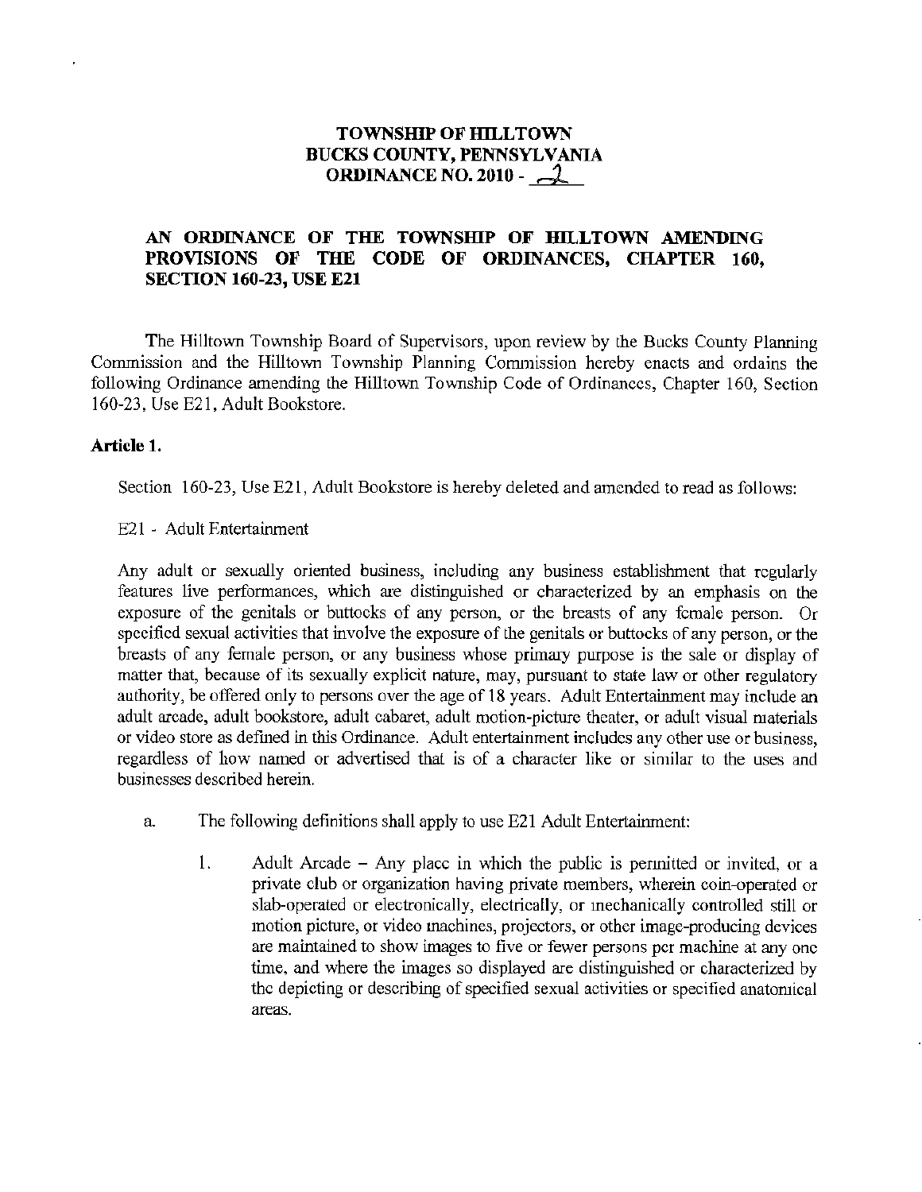# TOWNSHIP OF HILLTOWN
# BUCKS COUNTY, PENNSYLVANIA
# ORDINANCE NO. 2010 - 2

## AN ORDINANCE OF THE TOWNSHIP OF HILLTOWN AMENDING PROVISIONS OF THE CODE OF ORDINANCES, CHAPTER 160, SECTION 160-23, USE E21

The Hilltown Township Board of Supervisors, upon review by the Bucks County Planning Commission and the Hilltown Township Planning Commission hereby enacts and ordains the following Ordinance amending the Hilltown Township Code of Ordinances, Chapter 160, Section 160-23, Use E21, Adult Bookstore.

**Article 1.**

Section 160-23, Use E21, Adult Bookstore is hereby deleted and amended to read as follows:

E21 - Adult Entertainment

Any adult or sexually oriented business, including any business establishment that regularly features live performances, which are distinguished or characterized by an emphasis on the exposure of the genitals or buttocks of any person, or the breasts of any female person. Or specified sexual activities that involve the exposure of the genitals or buttocks of any person, or the breasts of any female person, or any business whose primary purpose is the sale or display of matter that, because of its sexually explicit nature, may, pursuant to state law or other regulatory authority, be offered only to persons over the age of 18 years. Adult Entertainment may include an adult arcade, adult bookstore, adult cabaret, adult motion-picture theater, or adult visual materials or video store as defined in this Ordinance. Adult entertainment includes any other use or business, regardless of how named or advertised that is of a character like or similar to the uses and businesses described herein.

a. The following definitions shall apply to use E21 Adult Entertainment:

   1. Adult Arcade – Any place in which the public is permitted or invited, or a private club or organization having private members, wherein coin-operated or slab-operated or electronically, electrically, or mechanically controlled still or motion picture, or video machines, projectors, or other image-producing devices are maintained to show images to five or fewer persons per machine at any one time, and where the images so displayed are distinguished or characterized by the depicting or describing of specified sexual activities or specified anatomical areas.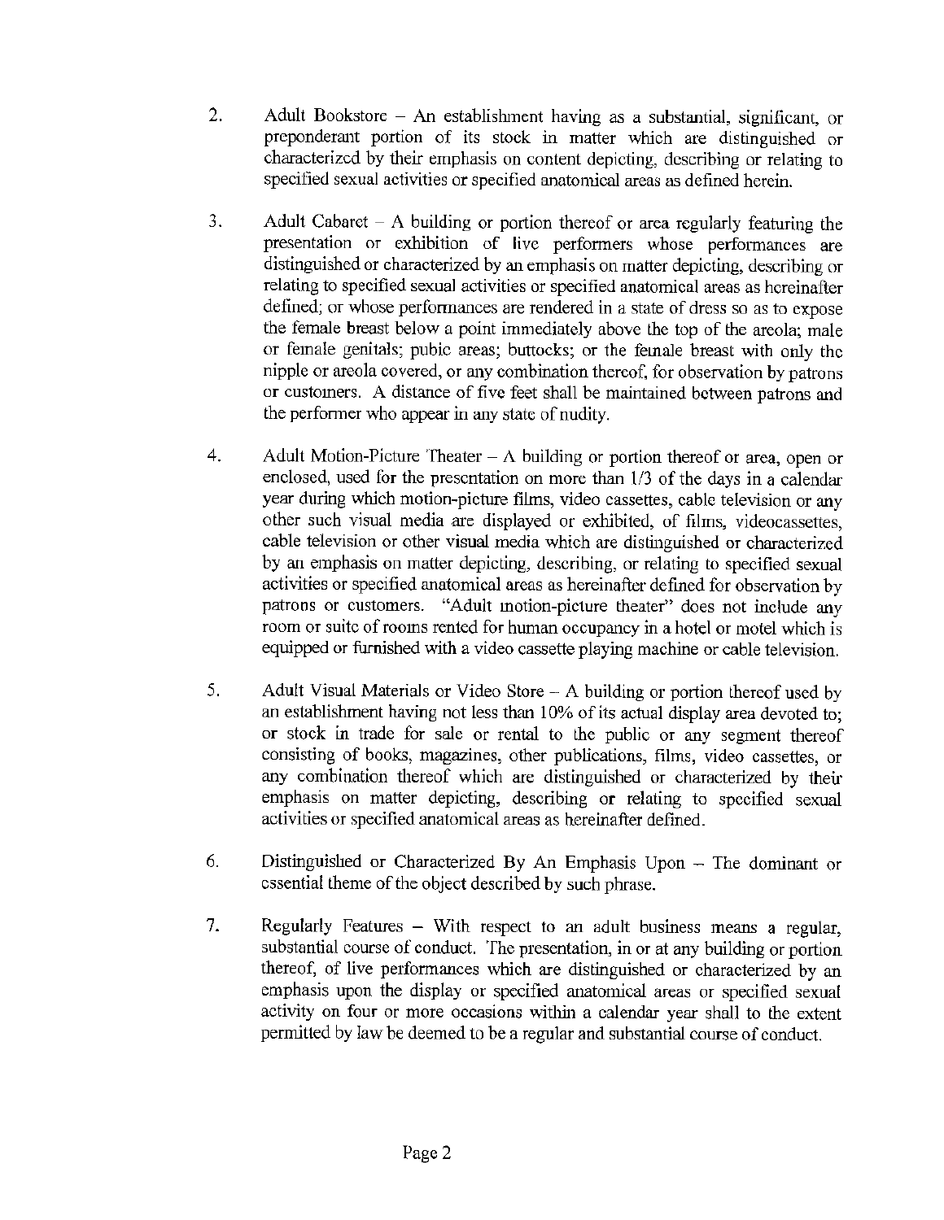2. Adult Bookstore – An establishment having as a substantial, significant, or preponderant portion of its stock in matter which are distinguished or characterized by their emphasis on content depicting, describing or relating to specified sexual activities or specified anatomical areas as defined herein.

3. Adult Cabaret – A building or portion thereof or area regularly featuring the presentation or exhibition of live performers whose performances are distinguished or characterized by an emphasis on matter depicting, describing or relating to specified sexual activities or specified anatomical areas as hereinafter defined; or whose performances are rendered in a state of dress so as to expose the female breast below a point immediately above the top of the areola; male or female genitals; pubic areas; buttocks; or the female breast with only the nipple or areola covered, or any combination thereof, for observation by patrons or customers. A distance of five feet shall be maintained between patrons and the performer who appear in any state of nudity.

4. Adult Motion-Picture Theater – A building or portion thereof or area, open or enclosed, used for the presentation on more than 1/3 of the days in a calendar year during which motion-picture films, video cassettes, cable television or any other such visual media are displayed or exhibited, of films, videocassettes, cable television or other visual media which are distinguished or characterized by an emphasis on matter depicting, describing, or relating to specified sexual activities or specified anatomical areas as hereinafter defined for observation by patrons or customers. "Adult motion-picture theater" does not include any room or suite of rooms rented for human occupancy in a hotel or motel which is equipped or furnished with a video cassette playing machine or cable television.

5. Adult Visual Materials or Video Store – A building or portion thereof used by an establishment having not less than 10% of its actual display area devoted to; or stock in trade for sale or rental to the public or any segment thereof consisting of books, magazines, other publications, films, video cassettes, or any combination thereof which are distinguished or characterized by their emphasis on matter depicting, describing or relating to specified sexual activities or specified anatomical areas as hereinafter defined.

6. Distinguished or Characterized By An Emphasis Upon – The dominant or essential theme of the object described by such phrase.

7. Regularly Features – With respect to an adult business means a regular, substantial course of conduct. The presentation, in or at any building or portion thereof, of live performances which are distinguished or characterized by an emphasis upon the display or specified anatomical areas or specified sexual activity on four or more occasions within a calendar year shall to the extent permitted by law be deemed to be a regular and substantial course of conduct.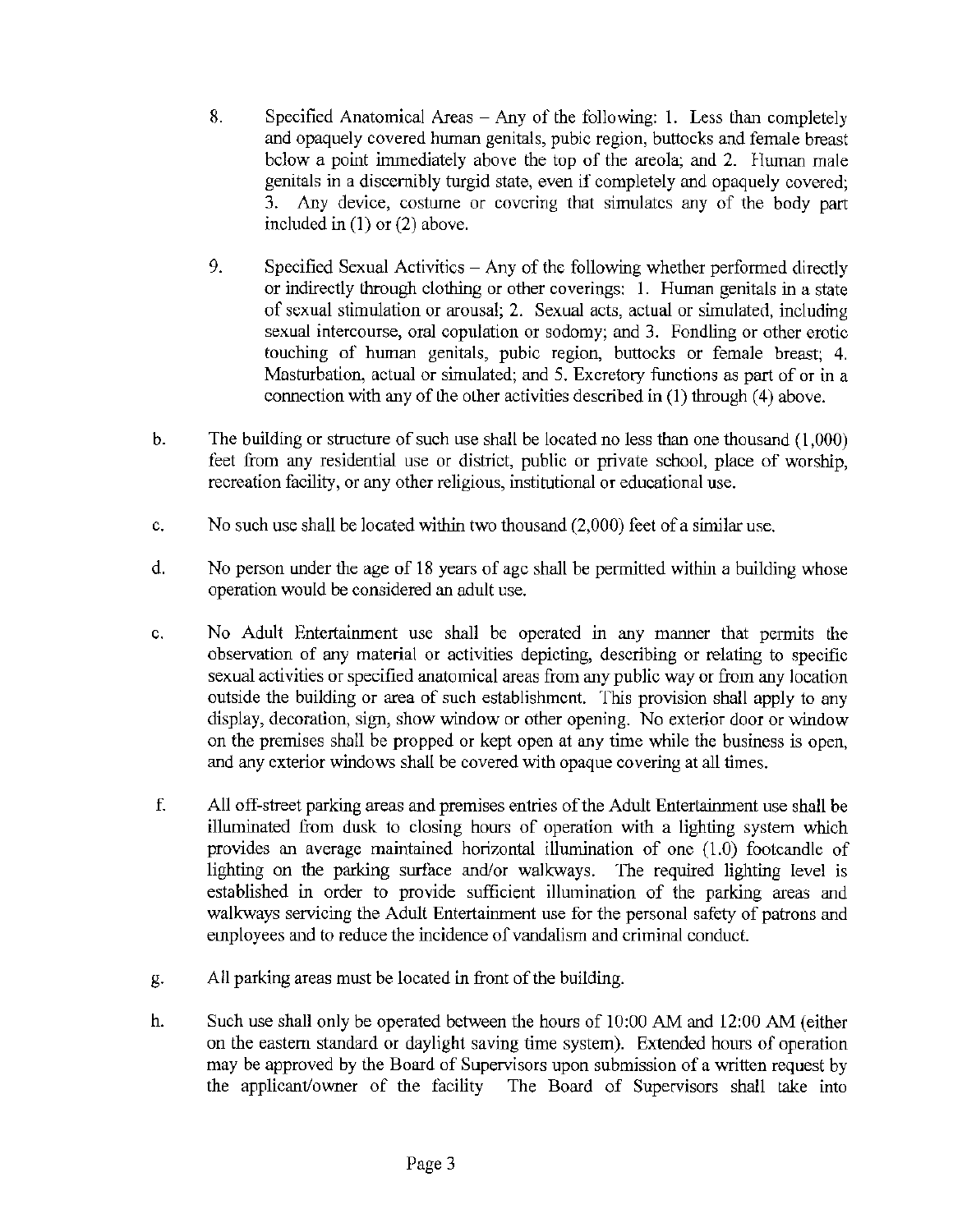8. Specified Anatomical Areas – Any of the following: 1. Less than completely and opaquely covered human genitals, pubic region, buttocks and female breast below a point immediately above the top of the areola; and 2. Human male genitals in a discernibly turgid state, even if completely and opaquely covered; 3. Any device, costume or covering that simulates any of the body part included in (1) or (2) above.

9. Specified Sexual Activities – Any of the following whether performed directly or indirectly through clothing or other coverings: 1. Human genitals in a state of sexual stimulation or arousal; 2. Sexual acts, actual or simulated, including sexual intercourse, oral copulation or sodomy; and 3. Fondling or other erotic touching of human genitals, pubic region, buttocks or female breast; 4. Masturbation, actual or simulated; and 5. Excretory functions as part of or in a connection with any of the other activities described in (1) through (4) above.

b. The building or structure of such use shall be located no less than one thousand (1,000) feet from any residential use or district, public or private school, place of worship, recreation facility, or any other religious, institutional or educational use.

c. No such use shall be located within two thousand (2,000) feet of a similar use.

d. No person under the age of 18 years of age shall be permitted within a building whose operation would be considered an adult use.

e. No Adult Entertainment use shall be operated in any manner that permits the observation of any material or activities depicting, describing or relating to specific sexual activities or specified anatomical areas from any public way or from any location outside the building or area of such establishment. This provision shall apply to any display, decoration, sign, show window or other opening. No exterior door or window on the premises shall be propped or kept open at any time while the business is open, and any exterior windows shall be covered with opaque covering at all times.

f. All off-street parking areas and premises entries of the Adult Entertainment use shall be illuminated from dusk to closing hours of operation with a lighting system which provides an average maintained horizontal illumination of one (1.0) footcandle of lighting on the parking surface and/or walkways. The required lighting level is established in order to provide sufficient illumination of the parking areas and walkways servicing the Adult Entertainment use for the personal safety of patrons and employees and to reduce the incidence of vandalism and criminal conduct.

g. All parking areas must be located in front of the building.

h. Such use shall only be operated between the hours of 10:00 AM and 12:00 AM (either on the eastern standard or daylight saving time system). Extended hours of operation may be approved by the Board of Supervisors upon submission of a written request by the applicant/owner of the facility The Board of Supervisors shall take into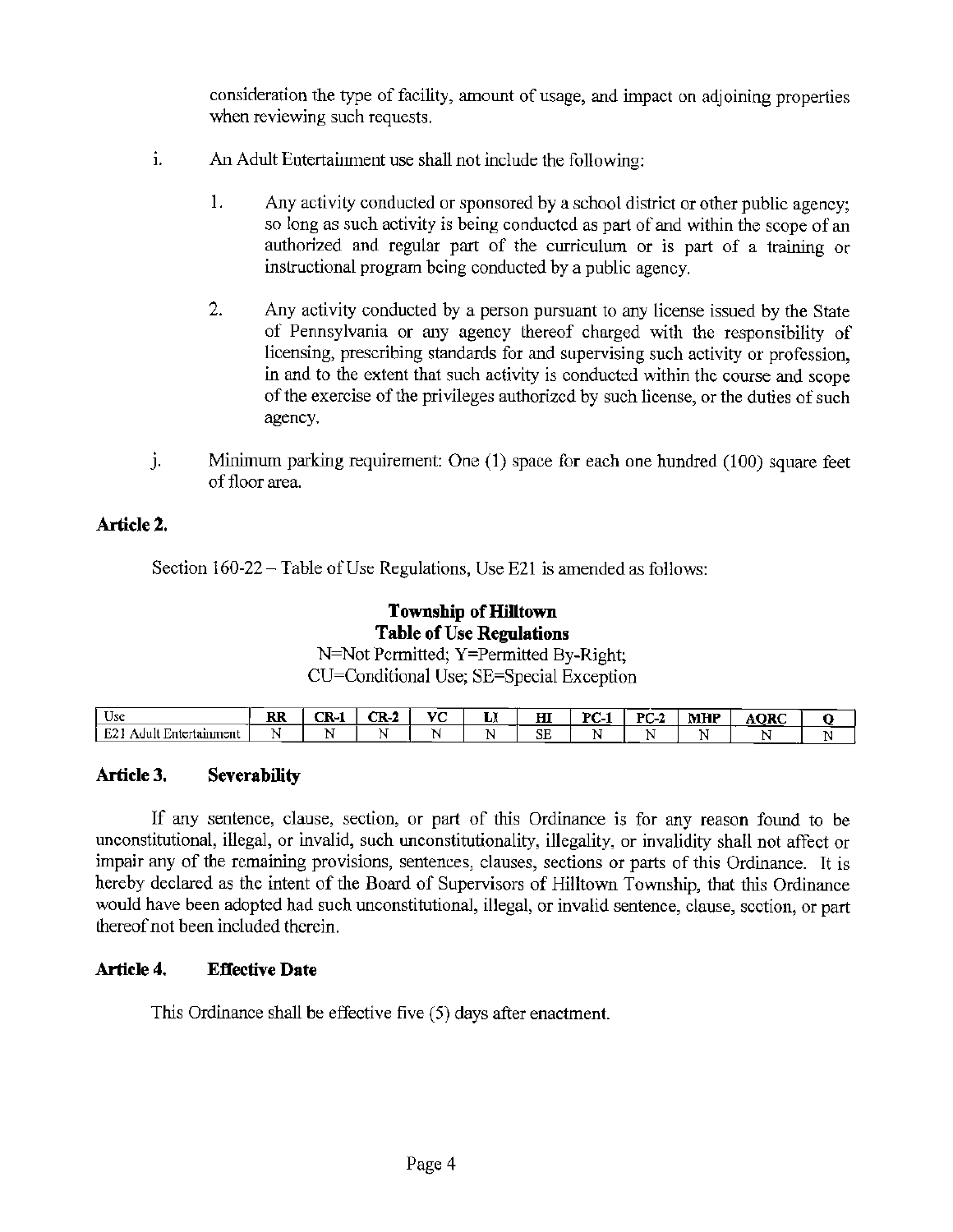consideration the type of facility, amount of usage, and impact on adjoining properties when reviewing such requests.

i. An Adult Entertainment use shall not include the following:

   1. Any activity conducted or sponsored by a school district or other public agency; so long as such activity is being conducted as part of and within the scope of an authorized and regular part of the curriculum or is part of a training or instructional program being conducted by a public agency.

   2. Any activity conducted by a person pursuant to any license issued by the State of Pennsylvania or any agency thereof charged with the responsibility of licensing, prescribing standards for and supervising such activity or profession, in and to the extent that such activity is conducted within the course and scope of the exercise of the privileges authorized by such license, or the duties of such agency.

j. Minimum parking requirement: One (1) space for each one hundred (100) square feet of floor area.

## Article 2.

Section 160-22 – Table of Use Regulations, Use E21 is amended as follows:

**Township of Hilltown**
**Table of Use Regulations**
N=Not Permitted; Y=Permitted By-Right;
CU=Conditional Use; SE=Special Exception

| Use | RR | CR-1 | CR-2 | VC | LI | HI | PC-1 | PC-2 | MHP | AQRC | Q |
|---|---|---|---|---|---|---|---|---|---|---|---|
| E21 Adult Entertainment | N | N | N | N | N | SE | N | N | N | N | N |

## Article 3. Severability

If any sentence, clause, section, or part of this Ordinance is for any reason found to be unconstitutional, illegal, or invalid, such unconstitutionality, illegality, or invalidity shall not affect or impair any of the remaining provisions, sentences, clauses, sections or parts of this Ordinance. It is hereby declared as the intent of the Board of Supervisors of Hilltown Township, that this Ordinance would have been adopted had such unconstitutional, illegal, or invalid sentence, clause, section, or part thereof not been included therein.

## Article 4. Effective Date

This Ordinance shall be effective five (5) days after enactment.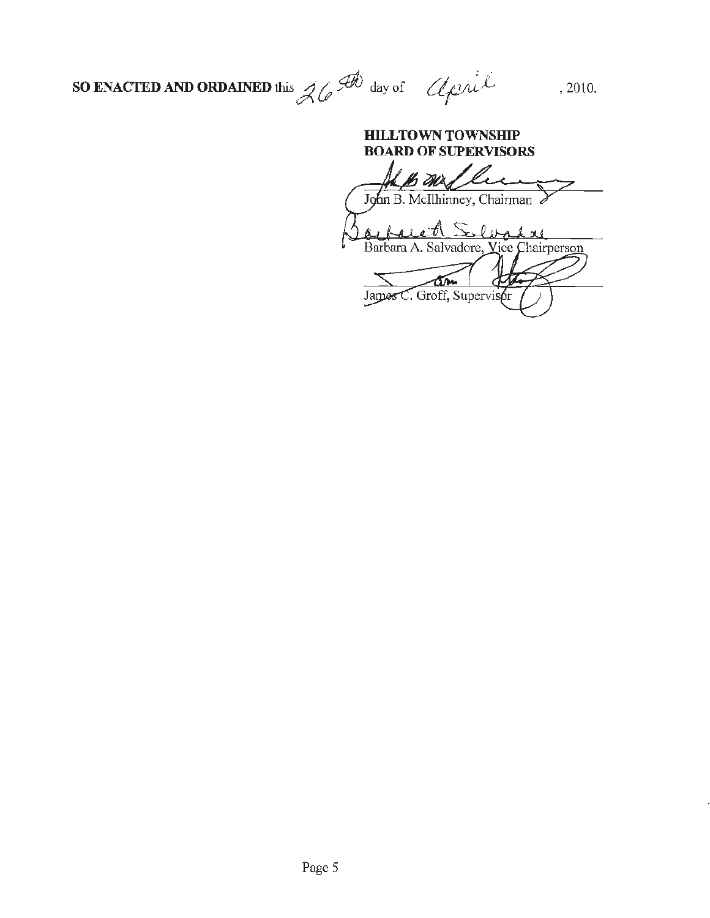**SO ENACTED AND ORDAINED** this 26th day of April, 2010.

**HILLTOWN TOWNSHIP**
**BOARD OF SUPERVISORS**

John B. McIlhinney, Chairman

Barbara A. Salvadore, Vice Chairperson

James C. Groff, Supervisor